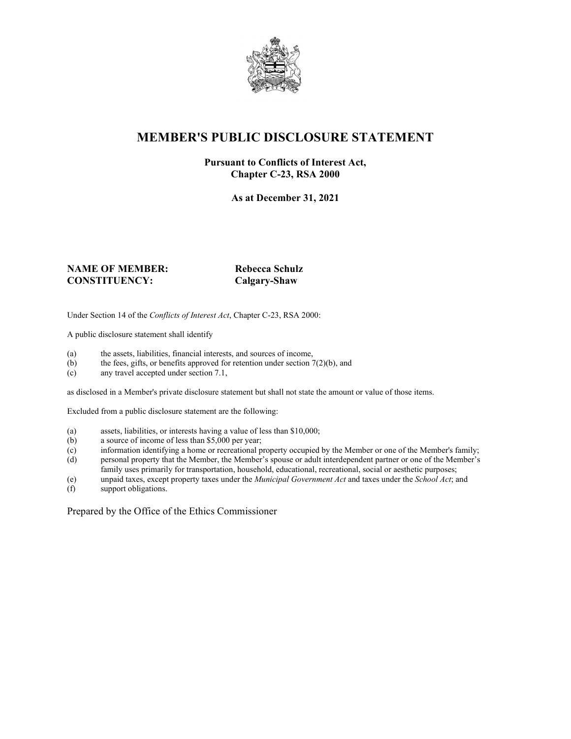# MEMBER'S PUBLIC DISCLOSURE STATEMENT

**Pursuant to Conflicts of Interest Act, Chapter C-23, RSA 2000**

**As at December 31, 2021**

**NAME OF MEMBER:** **Rebecca Schulz**
**CONSTITUENCY:** **Calgary-Shaw**

Under Section 14 of the *Conflicts of Interest Act*, Chapter C-23, RSA 2000:

A public disclosure statement shall identify

(a) the assets, liabilities, financial interests, and sources of income,
(b) the fees, gifts, or benefits approved for retention under section 7(2)(b), and
(c) any travel accepted under section 7.1,

as disclosed in a Member's private disclosure statement but shall not state the amount or value of those items.

Excluded from a public disclosure statement are the following:

(a) assets, liabilities, or interests having a value of less than $10,000;
(b) a source of income of less than $5,000 per year;
(c) information identifying a home or recreational property occupied by the Member or one of the Member's family;
(d) personal property that the Member, the Member's spouse or adult interdependent partner or one of the Member's family uses primarily for transportation, household, educational, recreational, social or aesthetic purposes;
(e) unpaid taxes, except property taxes under the *Municipal Government Act* and taxes under the *School Act*; and
(f) support obligations.

Prepared by the Office of the Ethics Commissioner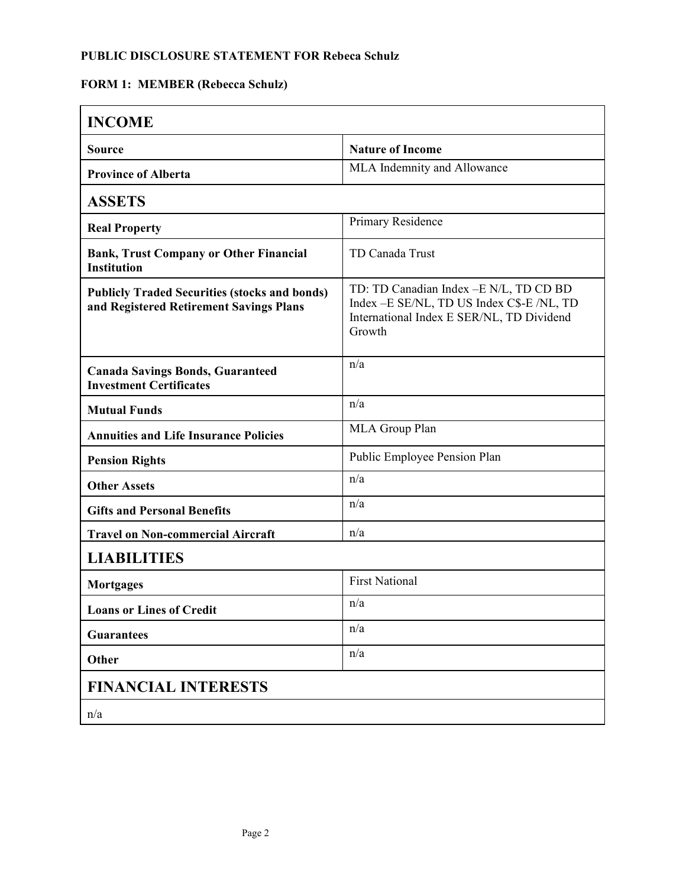**PUBLIC DISCLOSURE STATEMENT FOR Rebeca Schulz**

**FORM 1: MEMBER (Rebecca Schulz)**

## INCOME

| Source | Nature of Income |
|---|---|
| **Province of Alberta** | MLA Indemnity and Allowance |

## ASSETS

| | |
|---|---|
| **Real Property** | Primary Residence |
| **Bank, Trust Company or Other Financial Institution** | TD Canada Trust |
| **Publicly Traded Securities (stocks and bonds) and Registered Retirement Savings Plans** | TD: TD Canadian Index –E N/L, TD CD BD Index –E SE/NL, TD US Index C$-E /NL, TD International Index E SER/NL, TD Dividend Growth |
| **Canada Savings Bonds, Guaranteed Investment Certificates** | n/a |
| **Mutual Funds** | n/a |
| **Annuities and Life Insurance Policies** | MLA Group Plan |
| **Pension Rights** | Public Employee Pension Plan |
| **Other Assets** | n/a |
| **Gifts and Personal Benefits** | n/a |
| **Travel on Non-commercial Aircraft** | n/a |

## LIABILITIES

| | |
|---|---|
| **Mortgages** | First National |
| **Loans or Lines of Credit** | n/a |
| **Guarantees** | n/a |
| **Other** | n/a |

## FINANCIAL INTERESTS

n/a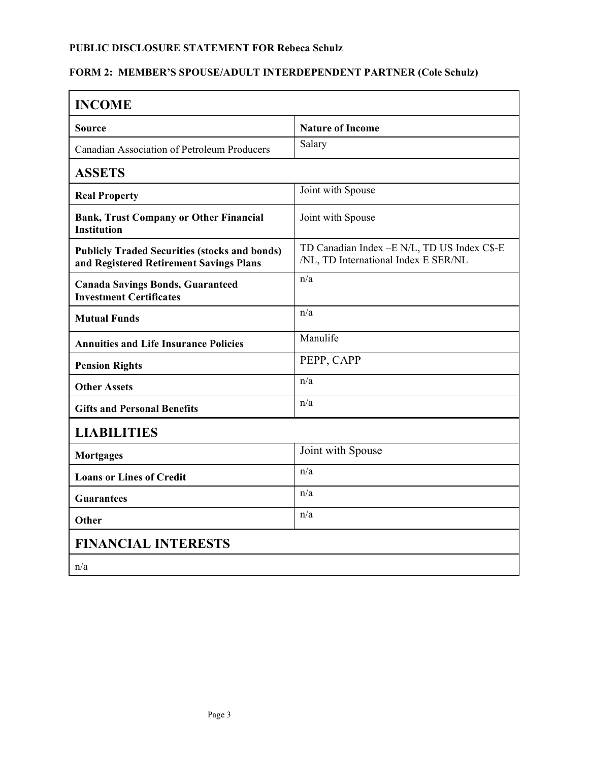**PUBLIC DISCLOSURE STATEMENT FOR Rebeca Schulz**

**FORM 2: MEMBER'S SPOUSE/ADULT INTERDEPENDENT PARTNER (Cole Schulz)**

| **INCOME** | |
|---|---|
| **Source** | **Nature of Income** |
| Canadian Association of Petroleum Producers | Salary |
| **ASSETS** | |
| **Real Property** | Joint with Spouse |
| **Bank, Trust Company or Other Financial Institution** | Joint with Spouse |
| **Publicly Traded Securities (stocks and bonds) and Registered Retirement Savings Plans** | TD Canadian Index –E N/L, TD US Index C$-E /NL, TD International Index E SER/NL |
| **Canada Savings Bonds, Guaranteed Investment Certificates** | n/a |
| **Mutual Funds** | n/a |
| **Annuities and Life Insurance Policies** | Manulife |
| **Pension Rights** | PEPP, CAPP |
| **Other Assets** | n/a |
| **Gifts and Personal Benefits** | n/a |
| **LIABILITIES** | |
| **Mortgages** | Joint with Spouse |
| **Loans or Lines of Credit** | n/a |
| **Guarantees** | n/a |
| **Other** | n/a |
| **FINANCIAL INTERESTS** | |
| n/a | |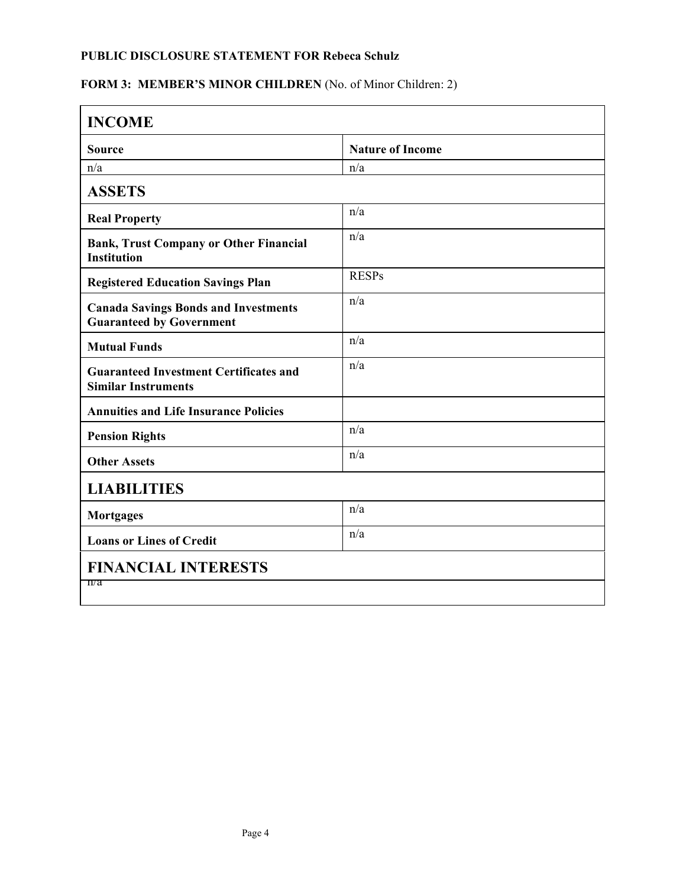**PUBLIC DISCLOSURE STATEMENT FOR Rebeca Schulz**

**FORM 3: MEMBER'S MINOR CHILDREN** (No. of Minor Children: 2)

## INCOME

| Source | Nature of Income |
|---|---|
| n/a | n/a |

## ASSETS

| | |
|---|---|
| **Real Property** | n/a |
| **Bank, Trust Company or Other Financial Institution** | n/a |
| **Registered Education Savings Plan** | RESPs |
| **Canada Savings Bonds and Investments Guaranteed by Government** | n/a |
| **Mutual Funds** | n/a |
| **Guaranteed Investment Certificates and Similar Instruments** | n/a |
| **Annuities and Life Insurance Policies** | |
| **Pension Rights** | n/a |
| **Other Assets** | n/a |

## LIABILITIES

| | |
|---|---|
| **Mortgages** | n/a |
| **Loans or Lines of Credit** | n/a |

## FINANCIAL INTERESTS

n/a